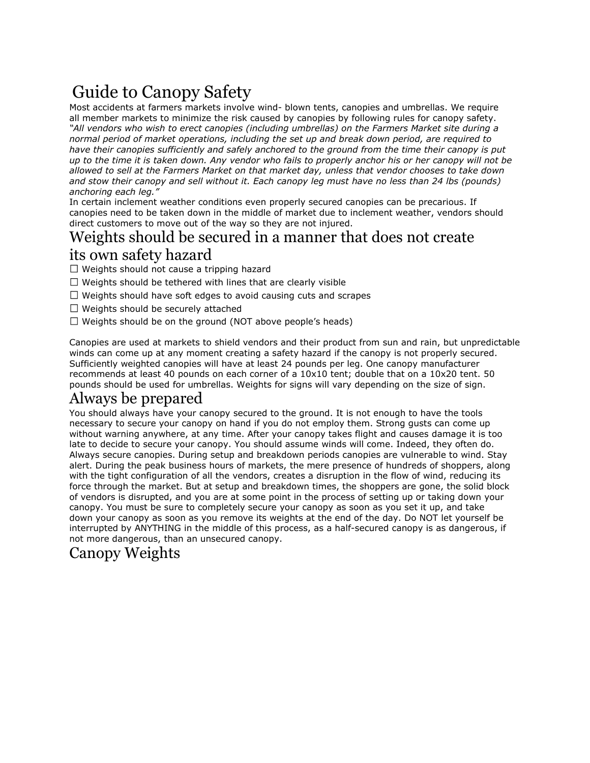# Guide to Canopy Safety

Most accidents at farmers markets involve wind- blown tents, canopies and umbrellas. We require all member markets to minimize the risk caused by canopies by following rules for canopy safety. *"All vendors who wish to erect canopies (including umbrellas) on the Farmers Market site during a normal period of market operations, including the set up and break down period, are required to have their canopies sufficiently and safely anchored to the ground from the time their canopy is put up to the time it is taken down. Any vendor who fails to properly anchor his or her canopy will not be allowed to sell at the Farmers Market on that market day, unless that vendor chooses to take down and stow their canopy and sell without it. Each canopy leg must have no less than 24 lbs (pounds) anchoring each leg."*

In certain inclement weather conditions even properly secured canopies can be precarious. If canopies need to be taken down in the middle of market due to inclement weather, vendors should direct customers to move out of the way so they are not injured.

## Weights should be secured in a manner that does not create its own safety hazard

- ☐ Weights should not cause a tripping hazard
- ☐ Weights should be tethered with lines that are clearly visible
- ☐ Weights should have soft edges to avoid causing cuts and scrapes
- ☐ Weights should be securely attached
- ☐ Weights should be on the ground (NOT above people's heads)

Canopies are used at markets to shield vendors and their product from sun and rain, but unpredictable winds can come up at any moment creating a safety hazard if the canopy is not properly secured. Sufficiently weighted canopies will have at least 24 pounds per leg. One canopy manufacturer recommends at least 40 pounds on each corner of a 10x10 tent; double that on a 10x20 tent. 50 pounds should be used for umbrellas. Weights for signs will vary depending on the size of sign.

## Always be prepared

You should always have your canopy secured to the ground. It is not enough to have the tools necessary to secure your canopy on hand if you do not employ them. Strong gusts can come up without warning anywhere, at any time. After your canopy takes flight and causes damage it is too late to decide to secure your canopy. You should assume winds will come. Indeed, they often do. Always secure canopies. During setup and breakdown periods canopies are vulnerable to wind. Stay alert. During the peak business hours of markets, the mere presence of hundreds of shoppers, along with the tight configuration of all the vendors, creates a disruption in the flow of wind, reducing its force through the market. But at setup and breakdown times, the shoppers are gone, the solid block of vendors is disrupted, and you are at some point in the process of setting up or taking down your canopy. You must be sure to completely secure your canopy as soon as you set it up, and take down your canopy as soon as you remove its weights at the end of the day. Do NOT let yourself be interrupted by ANYTHING in the middle of this process, as a half-secured canopy is as dangerous, if not more dangerous, than an unsecured canopy.

## Canopy Weights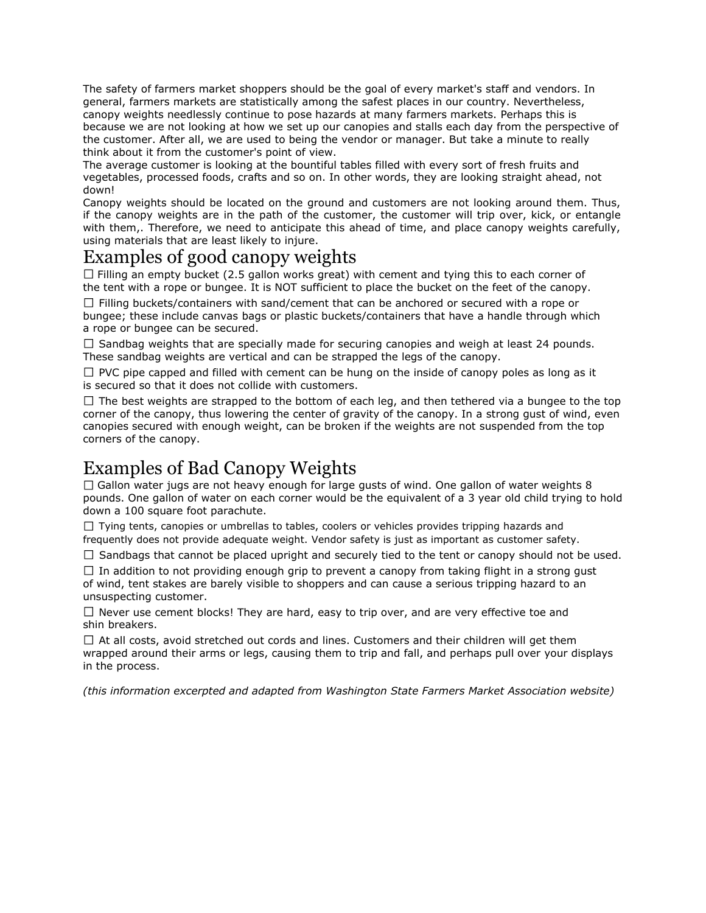The safety of farmers market shoppers should be the goal of every market's staff and vendors. In general, farmers markets are statistically among the safest places in our country. Nevertheless, canopy weights needlessly continue to pose hazards at many farmers markets. Perhaps this is because we are not looking at how we set up our canopies and stalls each day from the perspective of the customer. After all, we are used to being the vendor or manager. But take a minute to really think about it from the customer's point of view.

The average customer is looking at the bountiful tables filled with every sort of fresh fruits and vegetables, processed foods, crafts and so on. In other words, they are looking straight ahead, not down!

Canopy weights should be located on the ground and customers are not looking around them. Thus, if the canopy weights are in the path of the customer, the customer will trip over, kick, or entangle with them,. Therefore, we need to anticipate this ahead of time, and place canopy weights carefully, using materials that are least likely to injure.

# Examples of good canopy weights

- ☐ Filling an empty bucket (2.5 gallon works great) with cement and tying this to each corner of the tent with a rope or bungee. It is NOT sufficient to place the bucket on the feet of the canopy.
- ☐ Filling buckets/containers with sand/cement that can be anchored or secured with a rope or bungee; these include canvas bags or plastic buckets/containers that have a handle through which a rope or bungee can be secured.
- ☐ Sandbag weights that are specially made for securing canopies and weigh at least 24 pounds. These sandbag weights are vertical and can be strapped the legs of the canopy.
- ☐ PVC pipe capped and filled with cement can be hung on the inside of canopy poles as long as it is secured so that it does not collide with customers.
- ☐ The best weights are strapped to the bottom of each leg, and then tethered via a bungee to the top corner of the canopy, thus lowering the center of gravity of the canopy. In a strong gust of wind, even canopies secured with enough weight, can be broken if the weights are not suspended from the top corners of the canopy.

# Examples of Bad Canopy Weights

- ☐ Gallon water jugs are not heavy enough for large gusts of wind. One gallon of water weights 8 pounds. One gallon of water on each corner would be the equivalent of a 3 year old child trying to hold down a 100 square foot parachute.
- ☐ Tying tents, canopies or umbrellas to tables, coolers or vehicles provides tripping hazards and frequently does not provide adequate weight. Vendor safety is just as important as customer safety.
- ☐ Sandbags that cannot be placed upright and securely tied to the tent or canopy should not be used.
- ☐ In addition to not providing enough grip to prevent a canopy from taking flight in a strong gust of wind, tent stakes are barely visible to shoppers and can cause a serious tripping hazard to an unsuspecting customer.
- ☐ Never use cement blocks! They are hard, easy to trip over, and are very effective toe and shin breakers.
- ☐ At all costs, avoid stretched out cords and lines. Customers and their children will get them wrapped around their arms or legs, causing them to trip and fall, and perhaps pull over your displays in the process.

*(this information excerpted and adapted from Washington State Farmers Market Association website)*